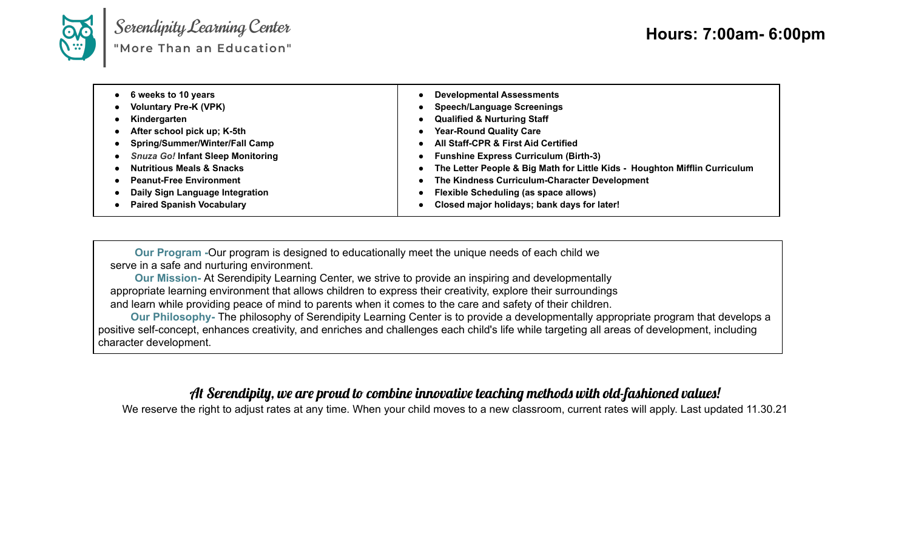# Serendipity Learning Center

"More Than an Education"

**Hours: 7:00am- 6:00pm**

- **6 weeks to 10 years**
- **Voluntary Pre-K (VPK)**
- **Kindergarten**
- **After school pick up; K-5th**
- **Spring/Summer/Winter/Fall Camp**
- ***Snuza Go!* Infant Sleep Monitoring**
- **Nutritious Meals & Snacks**
- **Peanut-Free Environment**
- **Daily Sign Language Integration**
- **Paired Spanish Vocabulary**
- **Developmental Assessments**
- **Speech/Language Screenings**
- **Qualified & Nurturing Staff**
- **Year-Round Quality Care**
- **All Staff-CPR & First Aid Certified**
- **Funshine Express Curriculum (Birth-3)**
- **The Letter People & Big Math for Little Kids - Houghton Mifflin Curriculum**
- **The Kindness Curriculum-Character Development**
- **Flexible Scheduling (as space allows)**
- **Closed major holidays; bank days for later!**

**Our Program -**Our program is designed to educationally meet the unique needs of each child we serve in a safe and nurturing environment.

**Our Mission-** At Serendipity Learning Center, we strive to provide an inspiring and developmentally appropriate learning environment that allows children to express their creativity, explore their surroundings and learn while providing peace of mind to parents when it comes to the care and safety of their children.

**Our Philosophy-** The philosophy of Serendipity Learning Center is to provide a developmentally appropriate program that develops a positive self-concept, enhances creativity, and enriches and challenges each child's life while targeting all areas of development, including character development.

***At Serendipity, we are proud to combine innovative teaching methods with old-fashioned values!***

We reserve the right to adjust rates at any time. When your child moves to a new classroom, current rates will apply. Last updated 11.30.21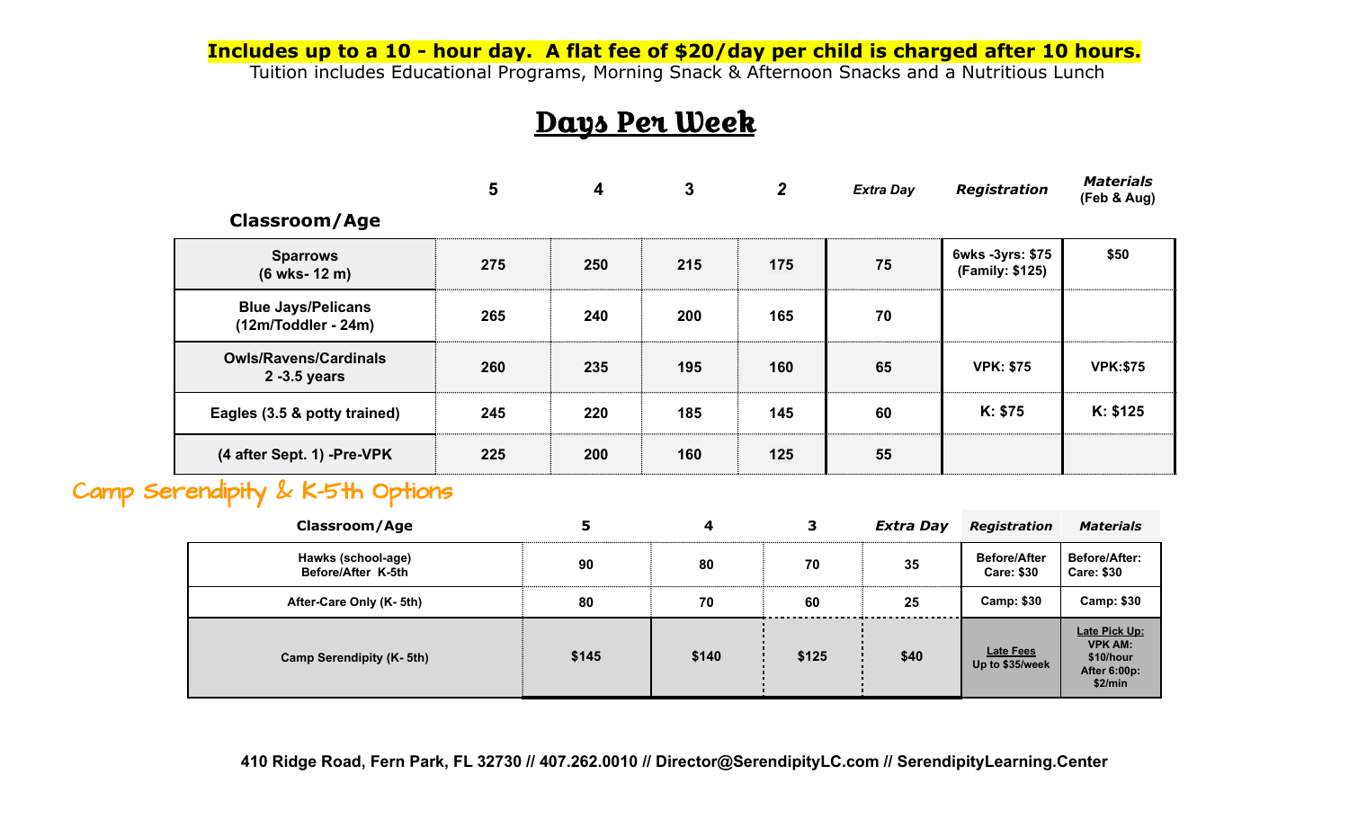**Includes up to a 10 - hour day. A flat fee of $20/day per child is charged after 10 hours.**

Tuition includes Educational Programs, Morning Snack & Afternoon Snacks and a Nutritious Lunch

# Days Per Week

| Classroom/Age | 5 | 4 | 3 | 2 | *Extra Day* | *Registration* | *Materials* (Feb & Aug) |
|---|---|---|---|---|---|---|---|
| **Sparrows** (6 wks- 12 m) | 275 | 250 | 215 | 175 | 75 | 6wks -3yrs: $75 (Family: $125) | $50 |
| **Blue Jays/Pelicans** (12m/Toddler - 24m) | 265 | 240 | 200 | 165 | 70 | | |
| **Owls/Ravens/Cardinals** 2 -3.5 years | 260 | 235 | 195 | 160 | 65 | VPK: $75 | VPK:$75 |
| **Eagles (3.5 & potty trained)** | 245 | 220 | 185 | 145 | 60 | K: $75 | K: $125 |
| **(4 after Sept. 1) -Pre-VPK** | 225 | 200 | 160 | 125 | 55 | | |

## Camp Serendipity & K-5th Options

| Classroom/Age | 5 | 4 | 3 | *Extra Day* | *Registration* | *Materials* |
|---|---|---|---|---|---|---|
| Hawks (school-age) Before/After K-5th | 90 | 80 | 70 | 35 | Before/After Care: $30 | Before/After: Care: $30 |
| After-Care Only (K- 5th) | 80 | 70 | 60 | 25 | Camp: $30 | Camp: $30 |
| Camp Serendipity (K- 5th) | $145 | $140 | $125 | $40 | Late Fees Up to $35/week | Late Pick Up: VPK AM: $10/hour After 6:00p: $2/min |

**410 Ridge Road, Fern Park, FL 32730 // 407.262.0010 // Director@SerendipityLC.com // SerendipityLearning.Center**